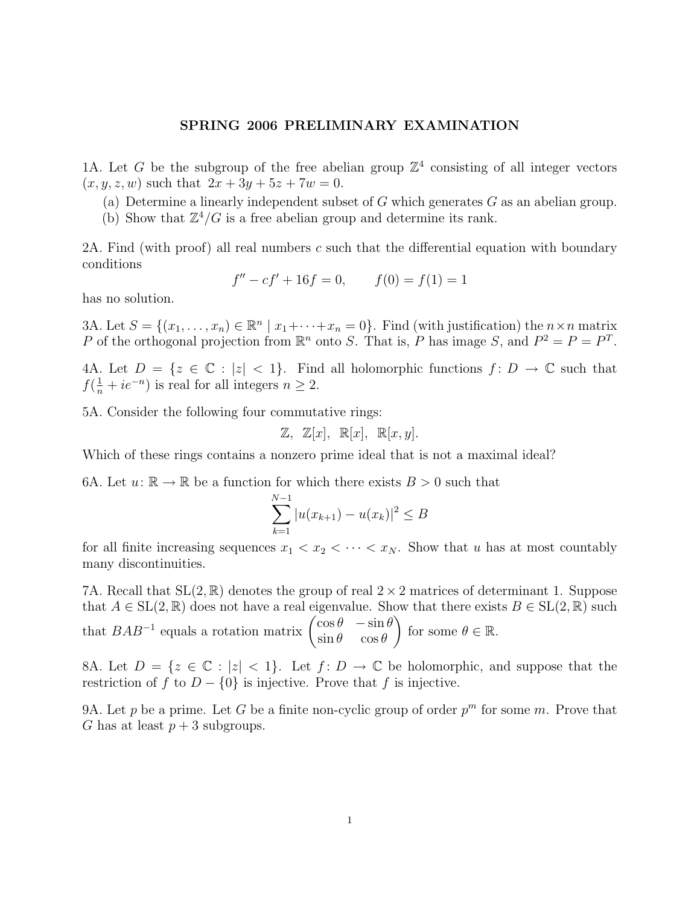# SPRING 2006 PRELIMINARY EXAMINATION

1A. Let $G$ be the subgroup of the free abelian group $\mathbb{Z}^4$ consisting of all integer vectors $(x, y, z, w)$ such that $2x + 3y + 5z + 7w = 0$.

(a) Determine a linearly independent subset of $G$ which generates $G$ as an abelian group.

(b) Show that $\mathbb{Z}^4/G$ is a free abelian group and determine its rank.

2A. Find (with proof) all real numbers $c$ such that the differential equation with boundary conditions

$$f'' - cf' + 16f = 0, \qquad f(0) = f(1) = 1$$

has no solution.

3A. Let $S = \{(x_1, \ldots, x_n) \in \mathbb{R}^n \mid x_1 + \cdots + x_n = 0\}$. Find (with justification) the $n \times n$ matrix $P$ of the orthogonal projection from $\mathbb{R}^n$ onto $S$. That is, $P$ has image $S$, and $P^2 = P = P^T$.

4A. Let $D = \{z \in \mathbb{C} : |z| < 1\}$. Find all holomorphic functions $f \colon D \to \mathbb{C}$ such that $f(\frac{1}{n} + ie^{-n})$ is real for all integers $n \geq 2$.

5A. Consider the following four commutative rings:

$$\mathbb{Z}, \ \mathbb{Z}[x], \ \mathbb{R}[x], \ \mathbb{R}[x, y].$$

Which of these rings contains a nonzero prime ideal that is not a maximal ideal?

6A. Let $u \colon \mathbb{R} \to \mathbb{R}$ be a function for which there exists $B > 0$ such that

$$\sum_{k=1}^{N-1} |u(x_{k+1}) - u(x_k)|^2 \leq B$$

for all finite increasing sequences $x_1 < x_2 < \cdots < x_N$. Show that $u$ has at most countably many discontinuities.

7A. Recall that $\mathrm{SL}(2, \mathbb{R})$ denotes the group of real $2 \times 2$ matrices of determinant 1. Suppose that $A \in \mathrm{SL}(2, \mathbb{R})$ does not have a real eigenvalue. Show that there exists $B \in \mathrm{SL}(2, \mathbb{R})$ such that $BAB^{-1}$ equals a rotation matrix $\begin{pmatrix} \cos\theta & -\sin\theta \\ \sin\theta & \cos\theta \end{pmatrix}$ for some $\theta \in \mathbb{R}$.

8A. Let $D = \{z \in \mathbb{C} : |z| < 1\}$. Let $f \colon D \to \mathbb{C}$ be holomorphic, and suppose that the restriction of $f$ to $D - \{0\}$ is injective. Prove that $f$ is injective.

9A. Let $p$ be a prime. Let $G$ be a finite non-cyclic group of order $p^m$ for some $m$. Prove that $G$ has at least $p + 3$ subgroups.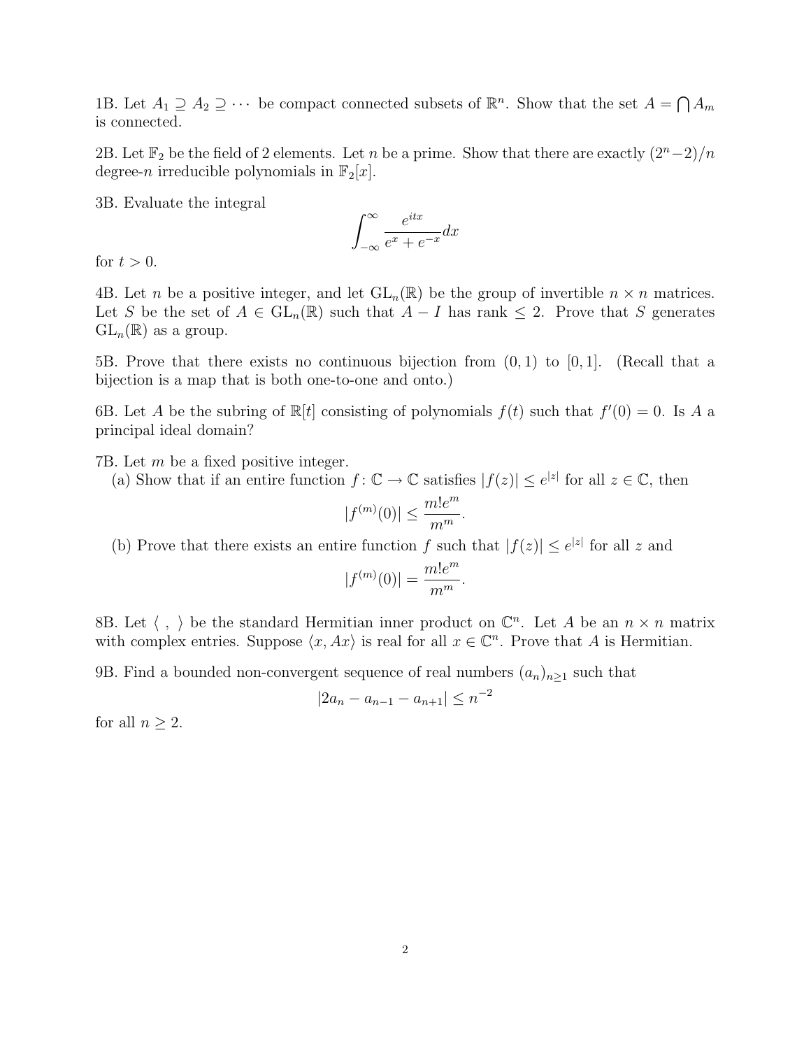1B. Let $A_1 \supseteq A_2 \supseteq \cdots$ be compact connected subsets of $\mathbb{R}^n$. Show that the set $A = \bigcap A_m$ is connected.

2B. Let $\mathbb{F}_2$ be the field of 2 elements. Let $n$ be a prime. Show that there are exactly $(2^n - 2)/n$ degree-$n$ irreducible polynomials in $\mathbb{F}_2[x]$.

3B. Evaluate the integral

$$\int_{-\infty}^{\infty} \frac{e^{itx}}{e^x + e^{-x}} dx$$

for $t > 0$.

4B. Let $n$ be a positive integer, and let $\mathrm{GL}_n(\mathbb{R})$ be the group of invertible $n \times n$ matrices. Let $S$ be the set of $A \in \mathrm{GL}_n(\mathbb{R})$ such that $A - I$ has rank $\leq 2$. Prove that $S$ generates $\mathrm{GL}_n(\mathbb{R})$ as a group.

5B. Prove that there exists no continuous bijection from $(0, 1)$ to $[0, 1]$. (Recall that a bijection is a map that is both one-to-one and onto.)

6B. Let $A$ be the subring of $\mathbb{R}[t]$ consisting of polynomials $f(t)$ such that $f'(0) = 0$. Is $A$ a principal ideal domain?

7B. Let $m$ be a fixed positive integer.

(a) Show that if an entire function $f : \mathbb{C} \to \mathbb{C}$ satisfies $|f(z)| \leq e^{|z|}$ for all $z \in \mathbb{C}$, then

$$|f^{(m)}(0)| \leq \frac{m! e^m}{m^m}.$$

(b) Prove that there exists an entire function $f$ such that $|f(z)| \leq e^{|z|}$ for all $z$ and

$$|f^{(m)}(0)| = \frac{m! e^m}{m^m}.$$

8B. Let $\langle\ ,\ \rangle$ be the standard Hermitian inner product on $\mathbb{C}^n$. Let $A$ be an $n \times n$ matrix with complex entries. Suppose $\langle x, Ax \rangle$ is real for all $x \in \mathbb{C}^n$. Prove that $A$ is Hermitian.

9B. Find a bounded non-convergent sequence of real numbers $(a_n)_{n \geq 1}$ such that

$$|2a_n - a_{n-1} - a_{n+1}| \leq n^{-2}$$

for all $n \geq 2$.